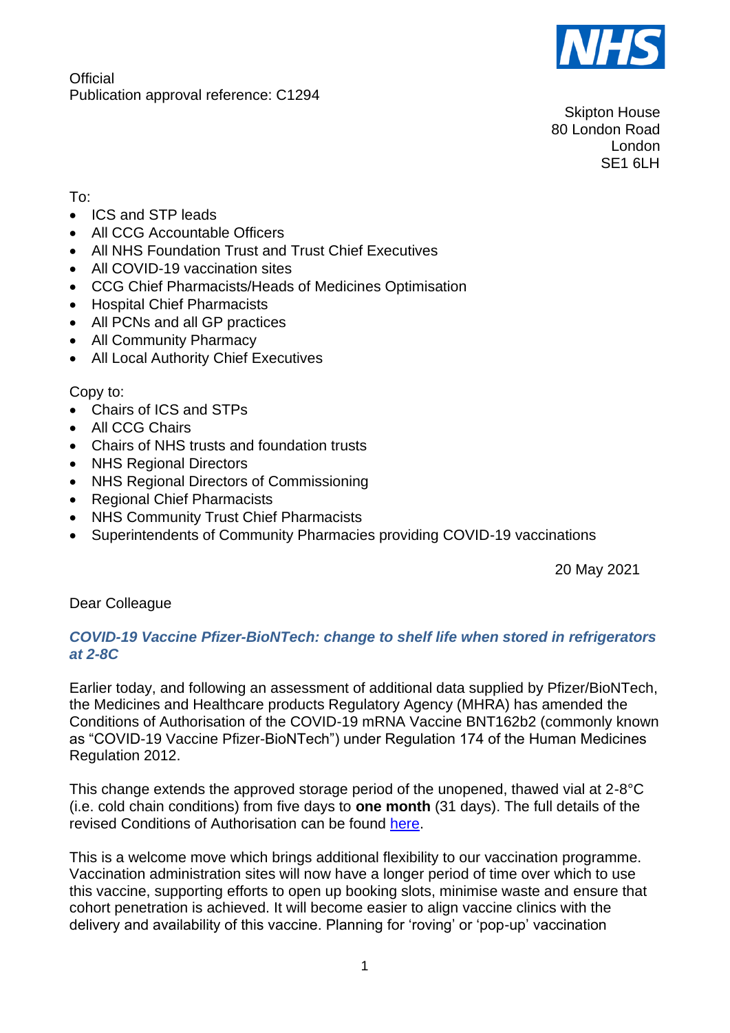Official
Publication approval reference: C1294

Skipton House
80 London Road
London
SE1 6LH

To:

- ICS and STP leads
- All CCG Accountable Officers
- All NHS Foundation Trust and Trust Chief Executives
- All COVID-19 vaccination sites
- CCG Chief Pharmacists/Heads of Medicines Optimisation
- Hospital Chief Pharmacists
- All PCNs and all GP practices
- All Community Pharmacy
- All Local Authority Chief Executives

Copy to:

- Chairs of ICS and STPs
- All CCG Chairs
- Chairs of NHS trusts and foundation trusts
- NHS Regional Directors
- NHS Regional Directors of Commissioning
- Regional Chief Pharmacists
- NHS Community Trust Chief Pharmacists
- Superintendents of Community Pharmacies providing COVID-19 vaccinations

20 May 2021

Dear Colleague

### *COVID-19 Vaccine Pfizer-BioNTech: change to shelf life when stored in refrigerators at 2-8C*

Earlier today, and following an assessment of additional data supplied by Pfizer/BioNTech, the Medicines and Healthcare products Regulatory Agency (MHRA) has amended the Conditions of Authorisation of the COVID-19 mRNA Vaccine BNT162b2 (commonly known as "COVID-19 Vaccine Pfizer-BioNTech") under Regulation 174 of the Human Medicines Regulation 2012.

This change extends the approved storage period of the unopened, thawed vial at 2-8°C (i.e. cold chain conditions) from five days to **one month** (31 days). The full details of the revised Conditions of Authorisation can be found here.

This is a welcome move which brings additional flexibility to our vaccination programme. Vaccination administration sites will now have a longer period of time over which to use this vaccine, supporting efforts to open up booking slots, minimise waste and ensure that cohort penetration is achieved. It will become easier to align vaccine clinics with the delivery and availability of this vaccine. Planning for 'roving' or 'pop-up' vaccination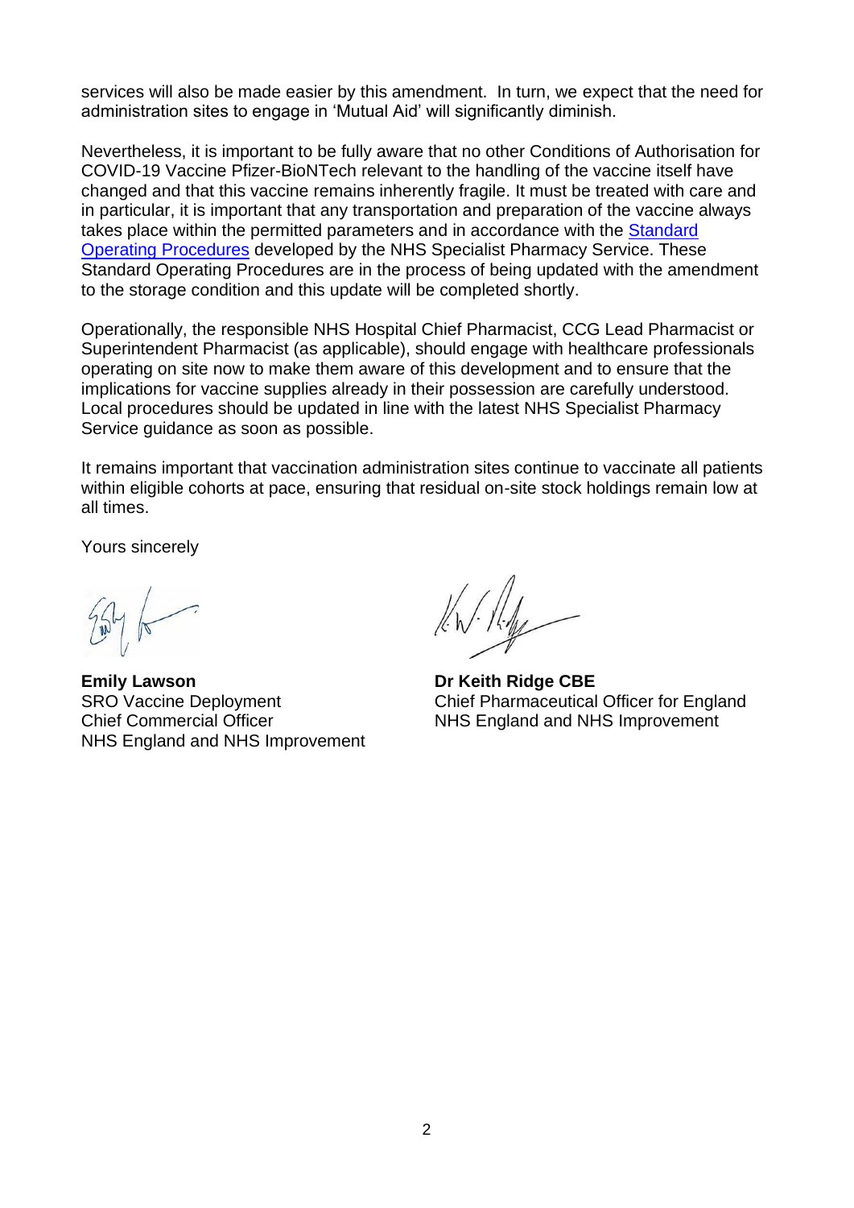services will also be made easier by this amendment. In turn, we expect that the need for administration sites to engage in 'Mutual Aid' will significantly diminish.

Nevertheless, it is important to be fully aware that no other Conditions of Authorisation for COVID-19 Vaccine Pfizer-BioNTech relevant to the handling of the vaccine itself have changed and that this vaccine remains inherently fragile. It must be treated with care and in particular, it is important that any transportation and preparation of the vaccine always takes place within the permitted parameters and in accordance with the Standard Operating Procedures developed by the NHS Specialist Pharmacy Service. These Standard Operating Procedures are in the process of being updated with the amendment to the storage condition and this update will be completed shortly.

Operationally, the responsible NHS Hospital Chief Pharmacist, CCG Lead Pharmacist or Superintendent Pharmacist (as applicable), should engage with healthcare professionals operating on site now to make them aware of this development and to ensure that the implications for vaccine supplies already in their possession are carefully understood. Local procedures should be updated in line with the latest NHS Specialist Pharmacy Service guidance as soon as possible.

It remains important that vaccination administration sites continue to vaccinate all patients within eligible cohorts at pace, ensuring that residual on-site stock holdings remain low at all times.

Yours sincerely

**Emily Lawson**
SRO Vaccine Deployment
Chief Commercial Officer
NHS England and NHS Improvement

**Dr Keith Ridge CBE**
Chief Pharmaceutical Officer for England
NHS England and NHS Improvement